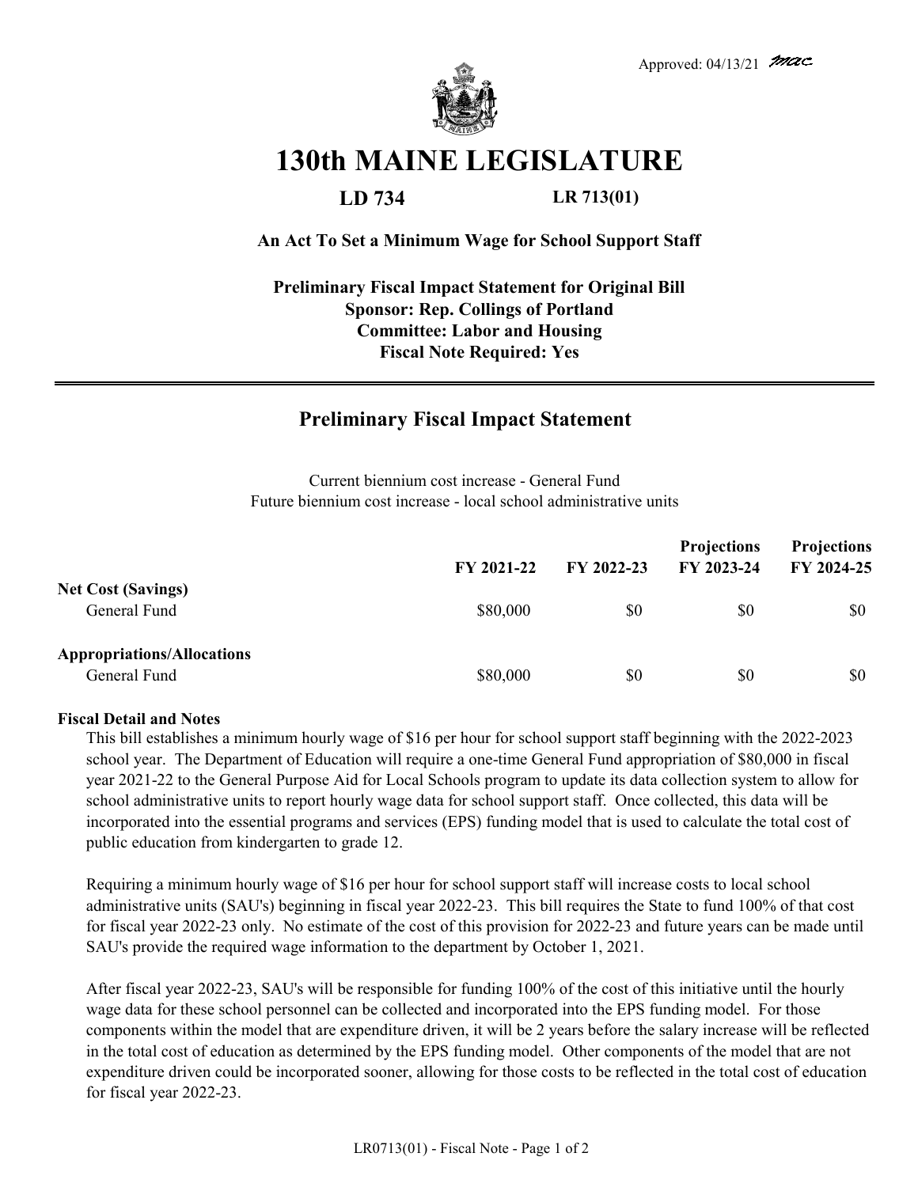Approved: 04/13/21 mac

# 130th MAINE LEGISLATURE

**LD 734** **LR 713(01)**

**An Act To Set a Minimum Wage for School Support Staff**

**Preliminary Fiscal Impact Statement for Original Bill**
**Sponsor: Rep. Collings of Portland**
**Committee: Labor and Housing**
**Fiscal Note Required: Yes**

---

## Preliminary Fiscal Impact Statement

Current biennium cost increase - General Fund
Future biennium cost increase - local school administrative units

| | FY 2021-22 | FY 2022-23 | Projections FY 2023-24 | Projections FY 2024-25 |
|---|---|---|---|---|
| **Net Cost (Savings)** | | | | |
| General Fund | $80,000 | $0 | $0 | $0 |
| **Appropriations/Allocations** | | | | |
| General Fund | $80,000 | $0 | $0 | $0 |

**Fiscal Detail and Notes**

This bill establishes a minimum hourly wage of $16 per hour for school support staff beginning with the 2022-2023 school year. The Department of Education will require a one-time General Fund appropriation of $80,000 in fiscal year 2021-22 to the General Purpose Aid for Local Schools program to update its data collection system to allow for school administrative units to report hourly wage data for school support staff. Once collected, this data will be incorporated into the essential programs and services (EPS) funding model that is used to calculate the total cost of public education from kindergarten to grade 12.

Requiring a minimum hourly wage of $16 per hour for school support staff will increase costs to local school administrative units (SAU's) beginning in fiscal year 2022-23. This bill requires the State to fund 100% of that cost for fiscal year 2022-23 only. No estimate of the cost of this provision for 2022-23 and future years can be made until SAU's provide the required wage information to the department by October 1, 2021.

After fiscal year 2022-23, SAU's will be responsible for funding 100% of the cost of this initiative until the hourly wage data for these school personnel can be collected and incorporated into the EPS funding model. For those components within the model that are expenditure driven, it will be 2 years before the salary increase will be reflected in the total cost of education as determined by the EPS funding model. Other components of the model that are not expenditure driven could be incorporated sooner, allowing for those costs to be reflected in the total cost of education for fiscal year 2022-23.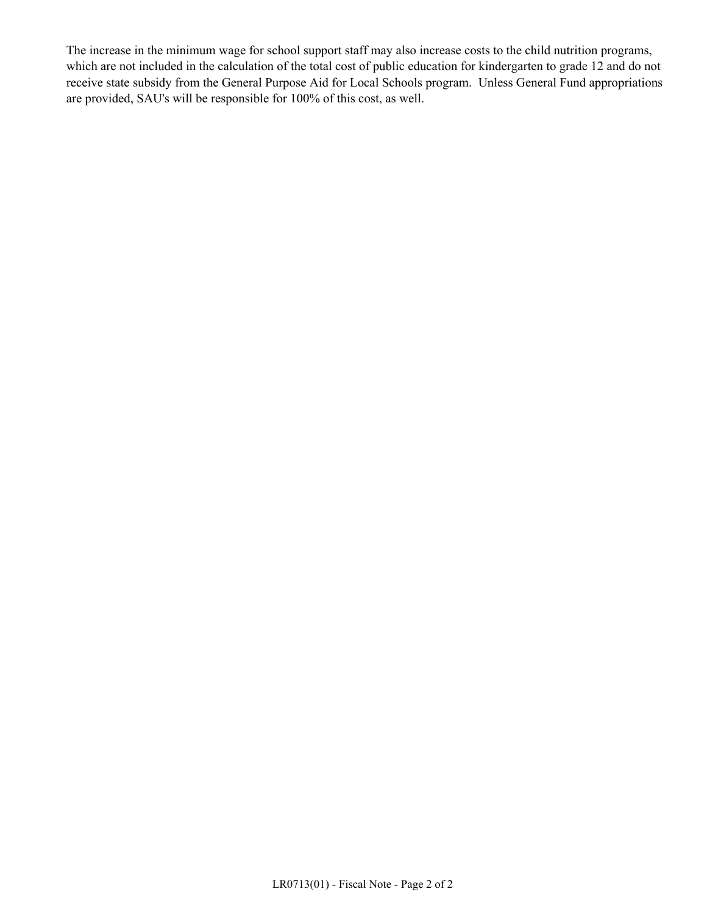The increase in the minimum wage for school support staff may also increase costs to the child nutrition programs, which are not included in the calculation of the total cost of public education for kindergarten to grade 12 and do not receive state subsidy from the General Purpose Aid for Local Schools program. Unless General Fund appropriations are provided, SAU's will be responsible for 100% of this cost, as well.